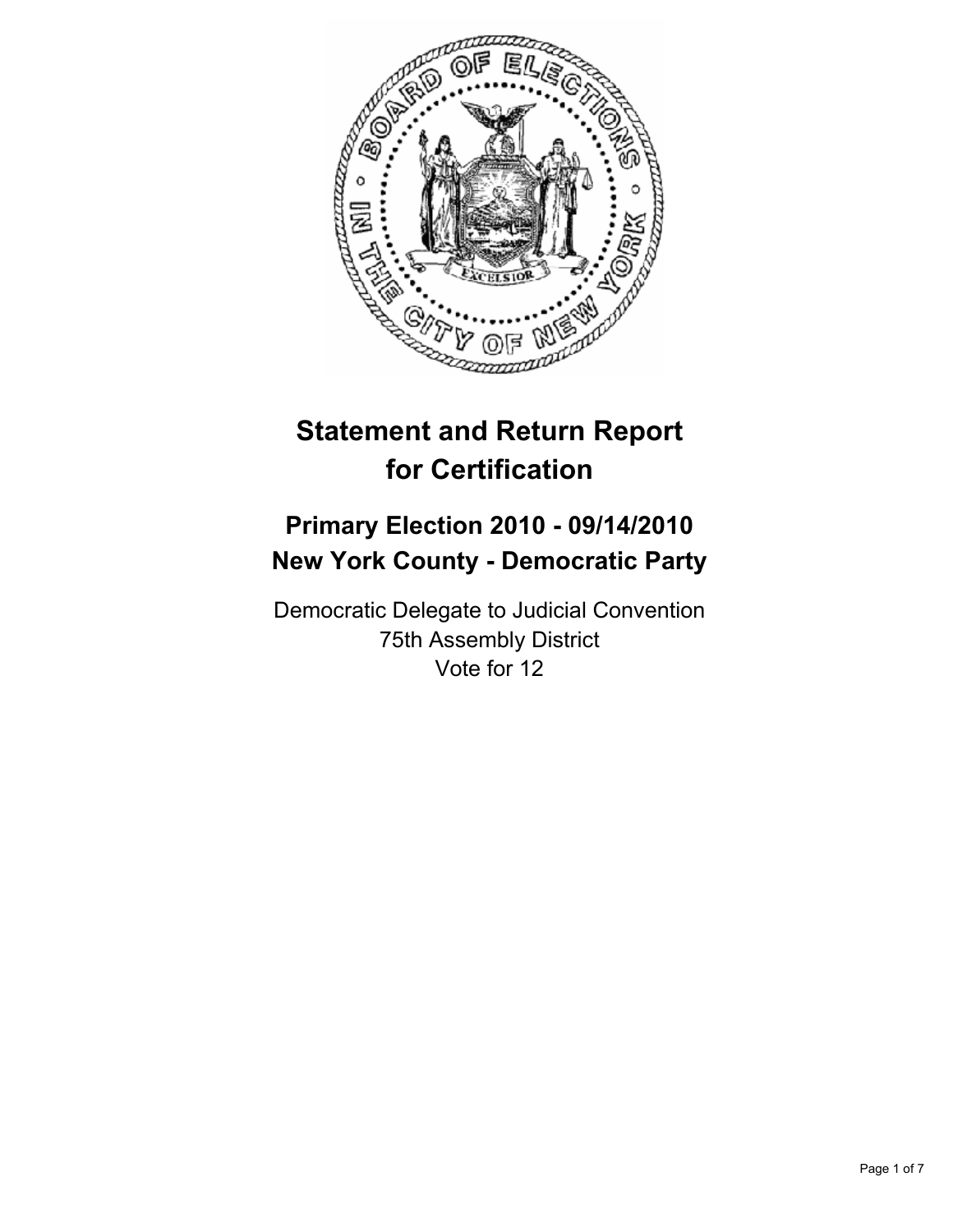# Statement and Return Report for Certification

## Primary Election 2010 - 09/14/2010
## New York County - Democratic Party

Democratic Delegate to Judicial Convention
75th Assembly District
Vote for 12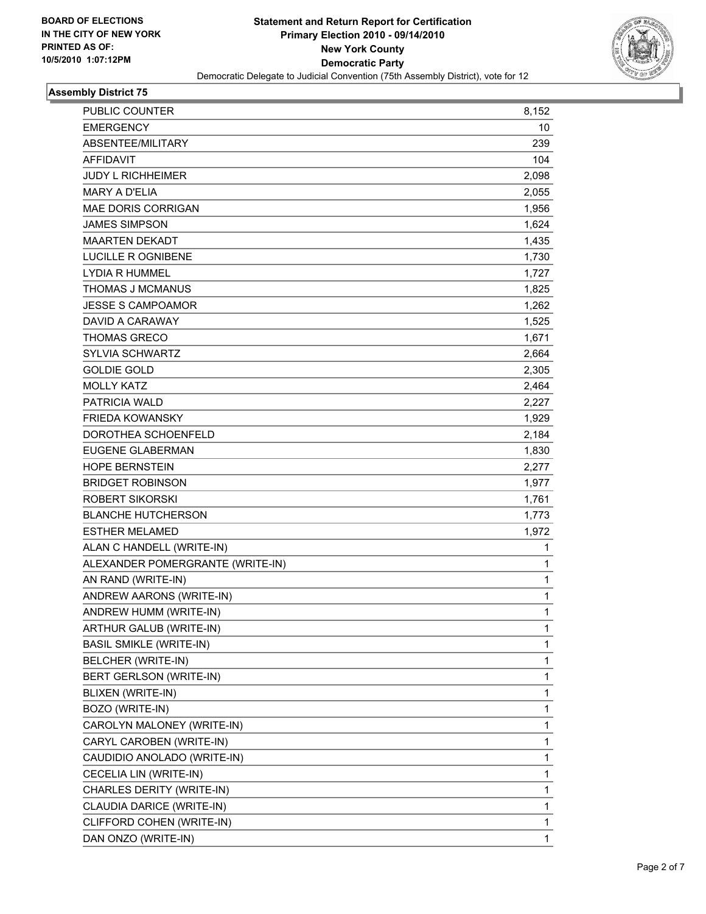BOARD OF ELECTIONS
IN THE CITY OF NEW YORK
PRINTED AS OF:
10/5/2010 1:07:12PM

# Statement and Return Report for Certification
## Primary Election 2010 - 09/14/2010
## New York County
## Democratic Party

Democratic Delegate to Judicial Convention (75th Assembly District), vote for 12

### Assembly District 75

| | |
|---|---|
| PUBLIC COUNTER | 8,152 |
| EMERGENCY | 10 |
| ABSENTEE/MILITARY | 239 |
| AFFIDAVIT | 104 |
| JUDY L RICHHEIMER | 2,098 |
| MARY A D'ELIA | 2,055 |
| MAE DORIS CORRIGAN | 1,956 |
| JAMES SIMPSON | 1,624 |
| MAARTEN DEKADT | 1,435 |
| LUCILLE R OGNIBENE | 1,730 |
| LYDIA R HUMMEL | 1,727 |
| THOMAS J MCMANUS | 1,825 |
| JESSE S CAMPOAMOR | 1,262 |
| DAVID A CARAWAY | 1,525 |
| THOMAS GRECO | 1,671 |
| SYLVIA SCHWARTZ | 2,664 |
| GOLDIE GOLD | 2,305 |
| MOLLY KATZ | 2,464 |
| PATRICIA WALD | 2,227 |
| FRIEDA KOWANSKY | 1,929 |
| DOROTHEA SCHOENFELD | 2,184 |
| EUGENE GLABERMAN | 1,830 |
| HOPE BERNSTEIN | 2,277 |
| BRIDGET ROBINSON | 1,977 |
| ROBERT SIKORSKI | 1,761 |
| BLANCHE HUTCHERSON | 1,773 |
| ESTHER MELAMED | 1,972 |
| ALAN C HANDELL (WRITE-IN) | 1 |
| ALEXANDER POMERGRANTE (WRITE-IN) | 1 |
| AN RAND (WRITE-IN) | 1 |
| ANDREW AARONS (WRITE-IN) | 1 |
| ANDREW HUMM (WRITE-IN) | 1 |
| ARTHUR GALUB (WRITE-IN) | 1 |
| BASIL SMIKLE (WRITE-IN) | 1 |
| BELCHER (WRITE-IN) | 1 |
| BERT GERLSON (WRITE-IN) | 1 |
| BLIXEN (WRITE-IN) | 1 |
| BOZO (WRITE-IN) | 1 |
| CAROLYN MALONEY (WRITE-IN) | 1 |
| CARYL CAROBEN (WRITE-IN) | 1 |
| CAUDIDIO ANOLADO (WRITE-IN) | 1 |
| CECELIA LIN (WRITE-IN) | 1 |
| CHARLES DERITY (WRITE-IN) | 1 |
| CLAUDIA DARICE (WRITE-IN) | 1 |
| CLIFFORD COHEN (WRITE-IN) | 1 |
| DAN ONZO (WRITE-IN) | 1 |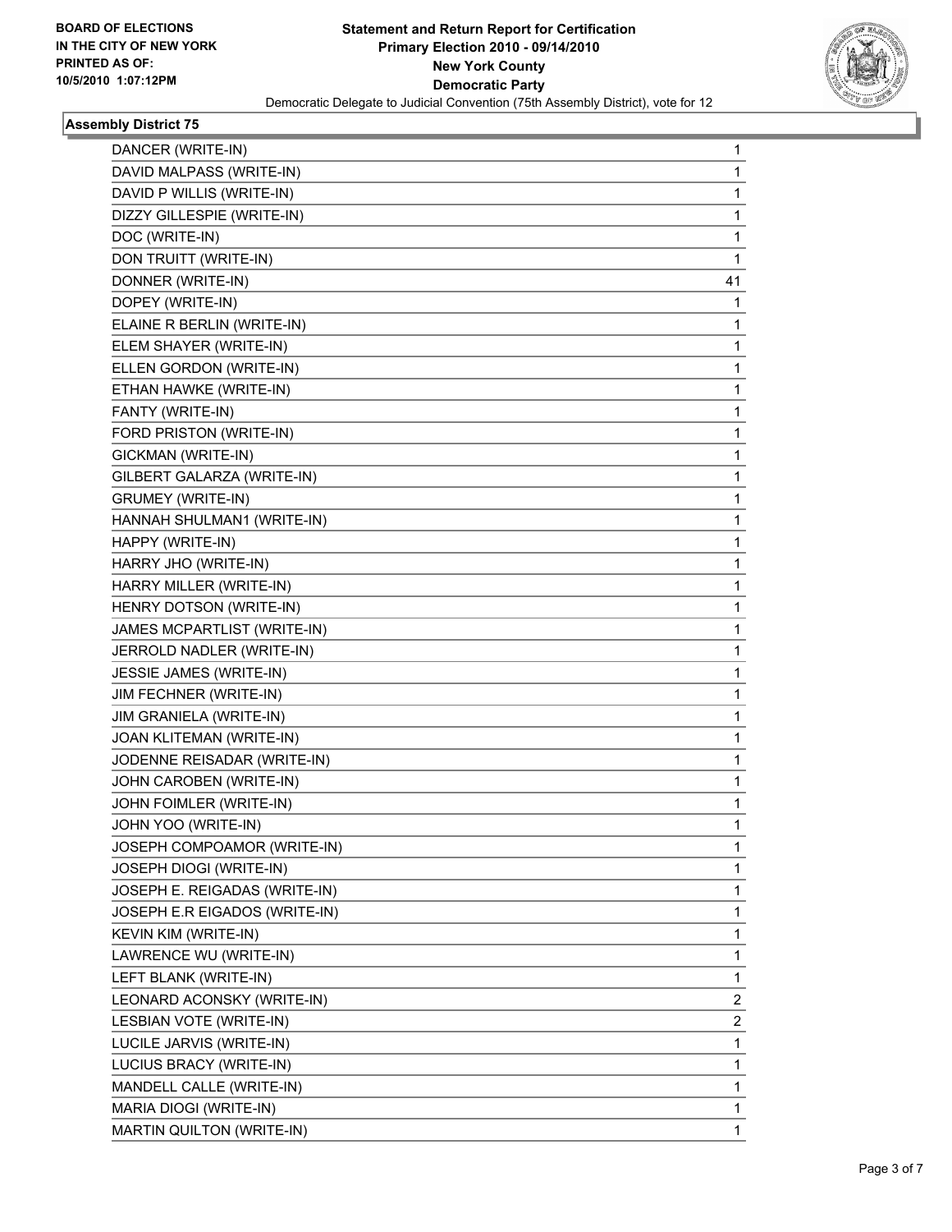**BOARD OF ELECTIONS IN THE CITY OF NEW YORK PRINTED AS OF: 10/5/2010 1:07:12PM**

**Statement and Return Report for Certification Primary Election 2010 - 09/14/2010 New York County Democratic Party**

Democratic Delegate to Judicial Convention (75th Assembly District), vote for 12

### Assembly District 75

| | |
|---|---|
| DANCER (WRITE-IN) | 1 |
| DAVID MALPASS (WRITE-IN) | 1 |
| DAVID P WILLIS (WRITE-IN) | 1 |
| DIZZY GILLESPIE (WRITE-IN) | 1 |
| DOC (WRITE-IN) | 1 |
| DON TRUITT (WRITE-IN) | 1 |
| DONNER (WRITE-IN) | 41 |
| DOPEY (WRITE-IN) | 1 |
| ELAINE R BERLIN (WRITE-IN) | 1 |
| ELEM SHAYER (WRITE-IN) | 1 |
| ELLEN GORDON (WRITE-IN) | 1 |
| ETHAN HAWKE (WRITE-IN) | 1 |
| FANTY (WRITE-IN) | 1 |
| FORD PRISTON (WRITE-IN) | 1 |
| GICKMAN (WRITE-IN) | 1 |
| GILBERT GALARZA (WRITE-IN) | 1 |
| GRUMEY (WRITE-IN) | 1 |
| HANNAH SHULMAN1 (WRITE-IN) | 1 |
| HAPPY (WRITE-IN) | 1 |
| HARRY JHO (WRITE-IN) | 1 |
| HARRY MILLER (WRITE-IN) | 1 |
| HENRY DOTSON (WRITE-IN) | 1 |
| JAMES MCPARTLIST (WRITE-IN) | 1 |
| JERROLD NADLER (WRITE-IN) | 1 |
| JESSIE JAMES (WRITE-IN) | 1 |
| JIM FECHNER (WRITE-IN) | 1 |
| JIM GRANIELA (WRITE-IN) | 1 |
| JOAN KLITEMAN (WRITE-IN) | 1 |
| JODENNE REISADAR (WRITE-IN) | 1 |
| JOHN CAROBEN (WRITE-IN) | 1 |
| JOHN FOIMLER (WRITE-IN) | 1 |
| JOHN YOO (WRITE-IN) | 1 |
| JOSEPH COMPOAMOR (WRITE-IN) | 1 |
| JOSEPH DIOGI (WRITE-IN) | 1 |
| JOSEPH E. REIGADAS (WRITE-IN) | 1 |
| JOSEPH E.R EIGADOS (WRITE-IN) | 1 |
| KEVIN KIM (WRITE-IN) | 1 |
| LAWRENCE WU (WRITE-IN) | 1 |
| LEFT BLANK (WRITE-IN) | 1 |
| LEONARD ACONSKY (WRITE-IN) | 2 |
| LESBIAN VOTE (WRITE-IN) | 2 |
| LUCILE JARVIS (WRITE-IN) | 1 |
| LUCIUS BRACY (WRITE-IN) | 1 |
| MANDELL CALLE (WRITE-IN) | 1 |
| MARIA DIOGI (WRITE-IN) | 1 |
| MARTIN QUILTON (WRITE-IN) | 1 |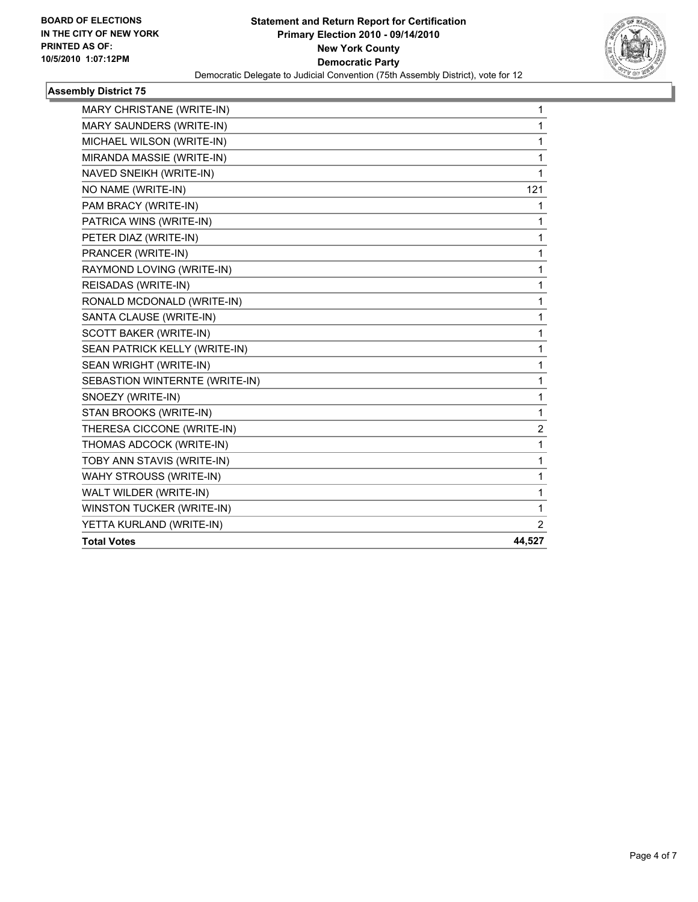**BOARD OF ELECTIONS IN THE CITY OF NEW YORK PRINTED AS OF: 10/5/2010 1:07:12PM**

**Statement and Return Report for Certification**
**Primary Election 2010 - 09/14/2010**
**New York County**
**Democratic Party**
Democratic Delegate to Judicial Convention (75th Assembly District), vote for 12

### Assembly District 75

| | |
|---|---|
| MARY CHRISTANE (WRITE-IN) | 1 |
| MARY SAUNDERS (WRITE-IN) | 1 |
| MICHAEL WILSON (WRITE-IN) | 1 |
| MIRANDA MASSIE (WRITE-IN) | 1 |
| NAVED SNEIKH (WRITE-IN) | 1 |
| NO NAME (WRITE-IN) | 121 |
| PAM BRACY (WRITE-IN) | 1 |
| PATRICA WINS (WRITE-IN) | 1 |
| PETER DIAZ (WRITE-IN) | 1 |
| PRANCER (WRITE-IN) | 1 |
| RAYMOND LOVING (WRITE-IN) | 1 |
| REISADAS (WRITE-IN) | 1 |
| RONALD MCDONALD (WRITE-IN) | 1 |
| SANTA CLAUSE (WRITE-IN) | 1 |
| SCOTT BAKER (WRITE-IN) | 1 |
| SEAN PATRICK KELLY (WRITE-IN) | 1 |
| SEAN WRIGHT (WRITE-IN) | 1 |
| SEBASTION WINTERNTE (WRITE-IN) | 1 |
| SNOEZY (WRITE-IN) | 1 |
| STAN BROOKS (WRITE-IN) | 1 |
| THERESA CICCONE (WRITE-IN) | 2 |
| THOMAS ADCOCK (WRITE-IN) | 1 |
| TOBY ANN STAVIS (WRITE-IN) | 1 |
| WAHY STROUSS (WRITE-IN) | 1 |
| WALT WILDER (WRITE-IN) | 1 |
| WINSTON TUCKER (WRITE-IN) | 1 |
| YETTA KURLAND (WRITE-IN) | 2 |
| **Total Votes** | **44,527** |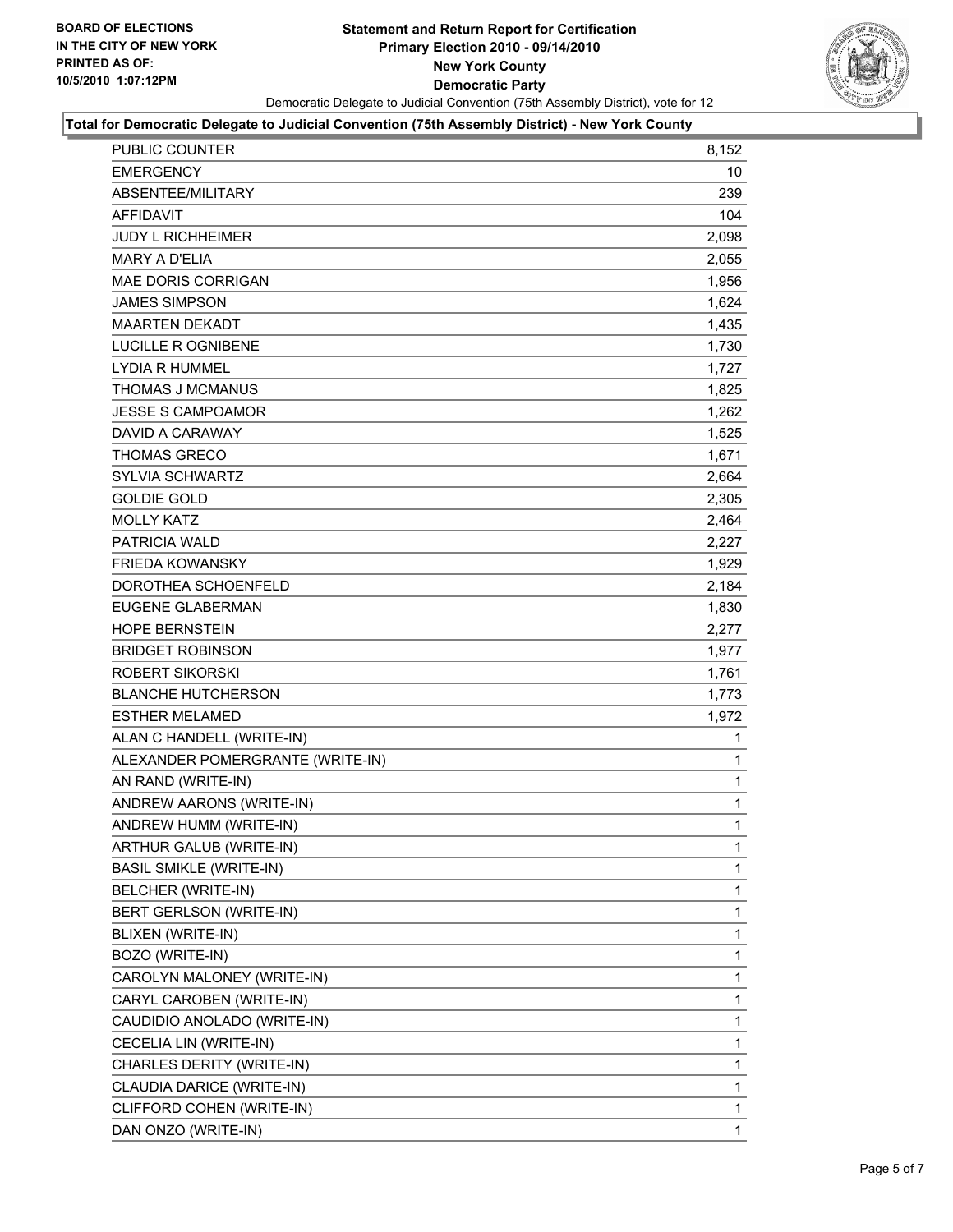**BOARD OF ELECTIONS IN THE CITY OF NEW YORK PRINTED AS OF: 10/5/2010 1:07:12PM**

# Statement and Return Report for Certification Primary Election 2010 - 09/14/2010 New York County Democratic Party

Democratic Delegate to Judicial Convention (75th Assembly District), vote for 12

## Total for Democratic Delegate to Judicial Convention (75th Assembly District) - New York County

| | |
|---|---|
| PUBLIC COUNTER | 8,152 |
| EMERGENCY | 10 |
| ABSENTEE/MILITARY | 239 |
| AFFIDAVIT | 104 |
| JUDY L RICHHEIMER | 2,098 |
| MARY A D'ELIA | 2,055 |
| MAE DORIS CORRIGAN | 1,956 |
| JAMES SIMPSON | 1,624 |
| MAARTEN DEKADT | 1,435 |
| LUCILLE R OGNIBENE | 1,730 |
| LYDIA R HUMMEL | 1,727 |
| THOMAS J MCMANUS | 1,825 |
| JESSE S CAMPOAMOR | 1,262 |
| DAVID A CARAWAY | 1,525 |
| THOMAS GRECO | 1,671 |
| SYLVIA SCHWARTZ | 2,664 |
| GOLDIE GOLD | 2,305 |
| MOLLY KATZ | 2,464 |
| PATRICIA WALD | 2,227 |
| FRIEDA KOWANSKY | 1,929 |
| DOROTHEA SCHOENFELD | 2,184 |
| EUGENE GLABERMAN | 1,830 |
| HOPE BERNSTEIN | 2,277 |
| BRIDGET ROBINSON | 1,977 |
| ROBERT SIKORSKI | 1,761 |
| BLANCHE HUTCHERSON | 1,773 |
| ESTHER MELAMED | 1,972 |
| ALAN C HANDELL (WRITE-IN) | 1 |
| ALEXANDER POMERGRANTE (WRITE-IN) | 1 |
| AN RAND (WRITE-IN) | 1 |
| ANDREW AARONS (WRITE-IN) | 1 |
| ANDREW HUMM (WRITE-IN) | 1 |
| ARTHUR GALUB (WRITE-IN) | 1 |
| BASIL SMIKLE (WRITE-IN) | 1 |
| BELCHER (WRITE-IN) | 1 |
| BERT GERLSON (WRITE-IN) | 1 |
| BLIXEN (WRITE-IN) | 1 |
| BOZO (WRITE-IN) | 1 |
| CAROLYN MALONEY (WRITE-IN) | 1 |
| CARYL CAROBEN (WRITE-IN) | 1 |
| CAUDIDIO ANOLADO (WRITE-IN) | 1 |
| CECELIA LIN (WRITE-IN) | 1 |
| CHARLES DERITY (WRITE-IN) | 1 |
| CLAUDIA DARICE (WRITE-IN) | 1 |
| CLIFFORD COHEN (WRITE-IN) | 1 |
| DAN ONZO (WRITE-IN) | 1 |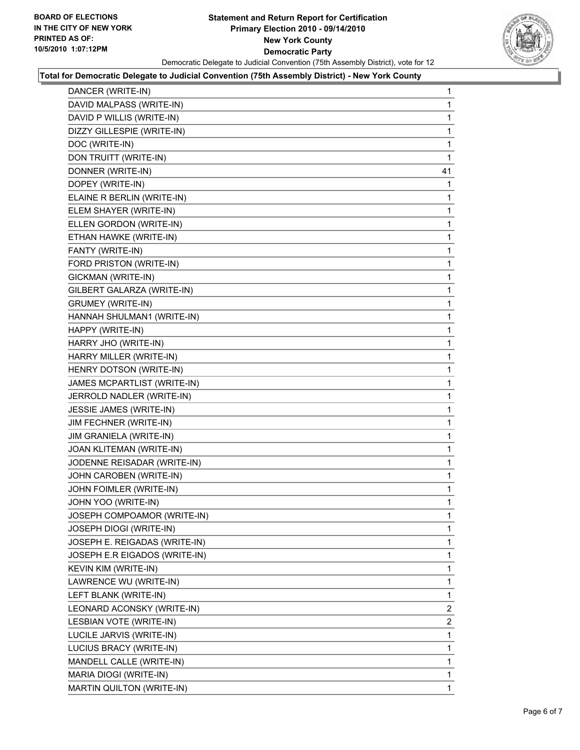BOARD OF ELECTIONS
IN THE CITY OF NEW YORK
PRINTED AS OF:
10/5/2010 1:07:12PM

# Statement and Return Report for Certification
## Primary Election 2010 - 09/14/2010
## New York County
## Democratic Party

Democratic Delegate to Judicial Convention (75th Assembly District), vote for 12

**Total for Democratic Delegate to Judicial Convention (75th Assembly District) - New York County**

| | |
|---|---|
| DANCER (WRITE-IN) | 1 |
| DAVID MALPASS (WRITE-IN) | 1 |
| DAVID P WILLIS (WRITE-IN) | 1 |
| DIZZY GILLESPIE (WRITE-IN) | 1 |
| DOC (WRITE-IN) | 1 |
| DON TRUITT (WRITE-IN) | 1 |
| DONNER (WRITE-IN) | 41 |
| DOPEY (WRITE-IN) | 1 |
| ELAINE R BERLIN (WRITE-IN) | 1 |
| ELEM SHAYER (WRITE-IN) | 1 |
| ELLEN GORDON (WRITE-IN) | 1 |
| ETHAN HAWKE (WRITE-IN) | 1 |
| FANTY (WRITE-IN) | 1 |
| FORD PRISTON (WRITE-IN) | 1 |
| GICKMAN (WRITE-IN) | 1 |
| GILBERT GALARZA (WRITE-IN) | 1 |
| GRUMEY (WRITE-IN) | 1 |
| HANNAH SHULMAN1 (WRITE-IN) | 1 |
| HAPPY (WRITE-IN) | 1 |
| HARRY JHO (WRITE-IN) | 1 |
| HARRY MILLER (WRITE-IN) | 1 |
| HENRY DOTSON (WRITE-IN) | 1 |
| JAMES MCPARTLIST (WRITE-IN) | 1 |
| JERROLD NADLER (WRITE-IN) | 1 |
| JESSIE JAMES (WRITE-IN) | 1 |
| JIM FECHNER (WRITE-IN) | 1 |
| JIM GRANIELA (WRITE-IN) | 1 |
| JOAN KLITEMAN (WRITE-IN) | 1 |
| JODENNE REISADAR (WRITE-IN) | 1 |
| JOHN CAROBEN (WRITE-IN) | 1 |
| JOHN FOIMLER (WRITE-IN) | 1 |
| JOHN YOO (WRITE-IN) | 1 |
| JOSEPH COMPOAMOR (WRITE-IN) | 1 |
| JOSEPH DIOGI (WRITE-IN) | 1 |
| JOSEPH E. REIGADAS (WRITE-IN) | 1 |
| JOSEPH E.R EIGADOS (WRITE-IN) | 1 |
| KEVIN KIM (WRITE-IN) | 1 |
| LAWRENCE WU (WRITE-IN) | 1 |
| LEFT BLANK (WRITE-IN) | 1 |
| LEONARD ACONSKY (WRITE-IN) | 2 |
| LESBIAN VOTE (WRITE-IN) | 2 |
| LUCILE JARVIS (WRITE-IN) | 1 |
| LUCIUS BRACY (WRITE-IN) | 1 |
| MANDELL CALLE (WRITE-IN) | 1 |
| MARIA DIOGI (WRITE-IN) | 1 |
| MARTIN QUILTON (WRITE-IN) | 1 |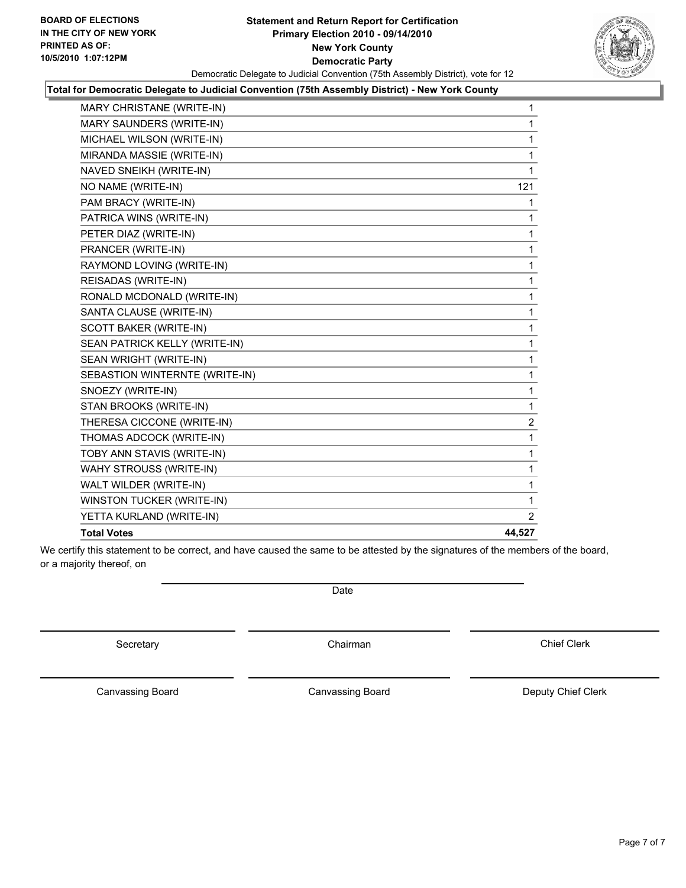BOARD OF ELECTIONS
IN THE CITY OF NEW YORK
PRINTED AS OF:
10/5/2010 1:07:12PM

# Statement and Return Report for Certification
## Primary Election 2010 - 09/14/2010
## New York County
## Democratic Party

Democratic Delegate to Judicial Convention (75th Assembly District), vote for 12

**Total for Democratic Delegate to Judicial Convention (75th Assembly District) - New York County**

| | |
|---|---|
| MARY CHRISTANE (WRITE-IN) | 1 |
| MARY SAUNDERS (WRITE-IN) | 1 |
| MICHAEL WILSON (WRITE-IN) | 1 |
| MIRANDA MASSIE (WRITE-IN) | 1 |
| NAVED SNEIKH (WRITE-IN) | 1 |
| NO NAME (WRITE-IN) | 121 |
| PAM BRACY (WRITE-IN) | 1 |
| PATRICA WINS (WRITE-IN) | 1 |
| PETER DIAZ (WRITE-IN) | 1 |
| PRANCER (WRITE-IN) | 1 |
| RAYMOND LOVING (WRITE-IN) | 1 |
| REISADAS (WRITE-IN) | 1 |
| RONALD MCDONALD (WRITE-IN) | 1 |
| SANTA CLAUSE (WRITE-IN) | 1 |
| SCOTT BAKER (WRITE-IN) | 1 |
| SEAN PATRICK KELLY (WRITE-IN) | 1 |
| SEAN WRIGHT (WRITE-IN) | 1 |
| SEBASTION WINTERNTE (WRITE-IN) | 1 |
| SNOEZY (WRITE-IN) | 1 |
| STAN BROOKS (WRITE-IN) | 1 |
| THERESA CICCONE (WRITE-IN) | 2 |
| THOMAS ADCOCK (WRITE-IN) | 1 |
| TOBY ANN STAVIS (WRITE-IN) | 1 |
| WAHY STROUSS (WRITE-IN) | 1 |
| WALT WILDER (WRITE-IN) | 1 |
| WINSTON TUCKER (WRITE-IN) | 1 |
| YETTA KURLAND (WRITE-IN) | 2 |
| **Total Votes** | **44,527** |

We certify this statement to be correct, and have caused the same to be attested by the signatures of the members of the board, or a majority thereof, on

Date

Secretary | Chairman | Chief Clerk

Canvassing Board | Canvassing Board | Deputy Chief Clerk